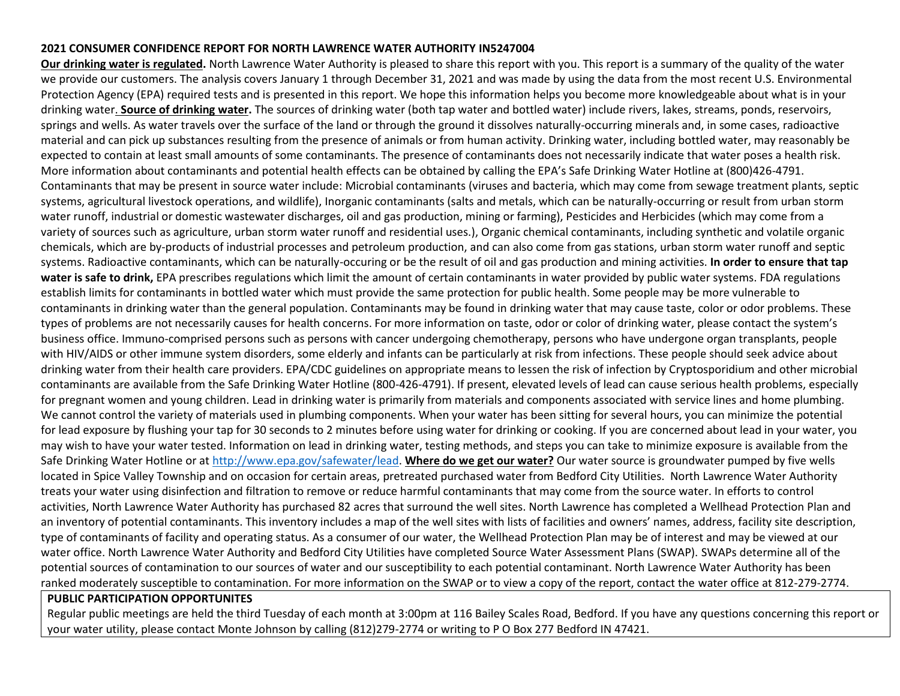# 2021 CONSUMER CONFIDENCE REPORT FOR NORTH LAWRENCE WATER AUTHORITY IN5247004

**Our drinking water is regulated.** North Lawrence Water Authority is pleased to share this report with you. This report is a summary of the quality of the water we provide our customers. The analysis covers January 1 through December 31, 2021 and was made by using the data from the most recent U.S. Environmental Protection Agency (EPA) required tests and is presented in this report. We hope this information helps you become more knowledgeable about what is in your drinking water. **Source of drinking water.** The sources of drinking water (both tap water and bottled water) include rivers, lakes, streams, ponds, reservoirs, springs and wells. As water travels over the surface of the land or through the ground it dissolves naturally-occurring minerals and, in some cases, radioactive material and can pick up substances resulting from the presence of animals or from human activity. Drinking water, including bottled water, may reasonably be expected to contain at least small amounts of some contaminants. The presence of contaminants does not necessarily indicate that water poses a health risk. More information about contaminants and potential health effects can be obtained by calling the EPA's Safe Drinking Water Hotline at (800)426-4791. Contaminants that may be present in source water include: Microbial contaminants (viruses and bacteria, which may come from sewage treatment plants, septic systems, agricultural livestock operations, and wildlife), Inorganic contaminants (salts and metals, which can be naturally-occurring or result from urban storm water runoff, industrial or domestic wastewater discharges, oil and gas production, mining or farming), Pesticides and Herbicides (which may come from a variety of sources such as agriculture, urban storm water runoff and residential uses.), Organic chemical contaminants, including synthetic and volatile organic chemicals, which are by-products of industrial processes and petroleum production, and can also come from gas stations, urban storm water runoff and septic systems. Radioactive contaminants, which can be naturally-occuring or be the result of oil and gas production and mining activities. **In order to ensure that tap water is safe to drink,** EPA prescribes regulations which limit the amount of certain contaminants in water provided by public water systems. FDA regulations establish limits for contaminants in bottled water which must provide the same protection for public health. Some people may be more vulnerable to contaminants in drinking water than the general population. Contaminants may be found in drinking water that may cause taste, color or odor problems. These types of problems are not necessarily causes for health concerns. For more information on taste, odor or color of drinking water, please contact the system's business office. Immuno-comprised persons such as persons with cancer undergoing chemotherapy, persons who have undergone organ transplants, people with HIV/AIDS or other immune system disorders, some elderly and infants can be particularly at risk from infections. These people should seek advice about drinking water from their health care providers. EPA/CDC guidelines on appropriate means to lessen the risk of infection by Cryptosporidium and other microbial contaminants are available from the Safe Drinking Water Hotline (800-426-4791). If present, elevated levels of lead can cause serious health problems, especially for pregnant women and young children. Lead in drinking water is primarily from materials and components associated with service lines and home plumbing. We cannot control the variety of materials used in plumbing components. When your water has been sitting for several hours, you can minimize the potential for lead exposure by flushing your tap for 30 seconds to 2 minutes before using water for drinking or cooking. If you are concerned about lead in your water, you may wish to have your water tested. Information on lead in drinking water, testing methods, and steps you can take to minimize exposure is available from the Safe Drinking Water Hotline or at [http://www.epa.gov/safewater/lead](http://www.epa.gov/safewater/lead). **Where do we get our water?** Our water source is groundwater pumped by five wells located in Spice Valley Township and on occasion for certain areas, pretreated purchased water from Bedford City Utilities. North Lawrence Water Authority treats your water using disinfection and filtration to remove or reduce harmful contaminants that may come from the source water. In efforts to control activities, North Lawrence Water Authority has purchased 82 acres that surround the well sites. North Lawrence has completed a Wellhead Protection Plan and an inventory of potential contaminants. This inventory includes a map of the well sites with lists of facilities and owners' names, address, facility site description, type of contaminants of facility and operating status. As a consumer of our water, the Wellhead Protection Plan may be of interest and may be viewed at our water office. North Lawrence Water Authority and Bedford City Utilities have completed Source Water Assessment Plans (SWAP). SWAPs determine all of the potential sources of contamination to our sources of water and our susceptibility to each potential contaminant. North Lawrence Water Authority has been ranked moderately susceptible to contamination. For more information on the SWAP or to view a copy of the report, contact the water office at 812-279-2774.

## PUBLIC PARTICIPATION OPPORTUNITES

Regular public meetings are held the third Tuesday of each month at 3:00pm at 116 Bailey Scales Road, Bedford. If you have any questions concerning this report or your water utility, please contact Monte Johnson by calling (812)279-2774 or writing to P O Box 277 Bedford IN 47421.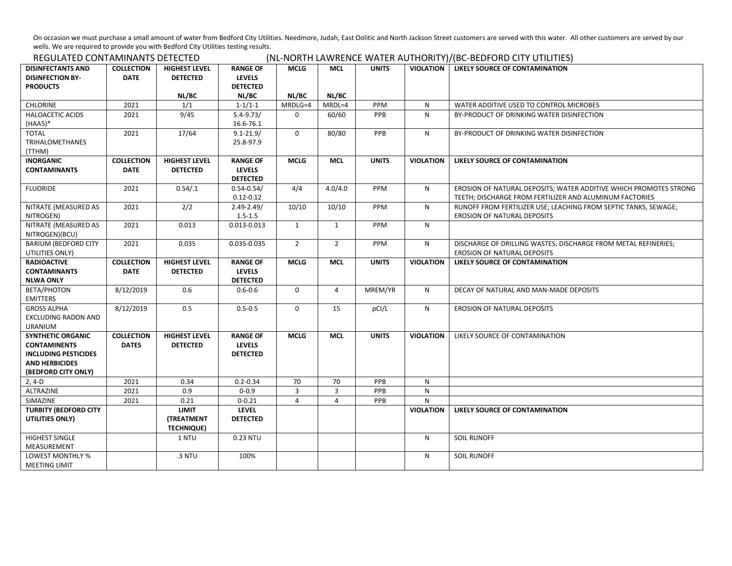On occasion we must purchase a small amount of water from Bedford City Utilities. Needmore, Judah, East Oolitic and North Jackson Street customers are served with this water. All other customers are served by our wells. We are required to provide you with Bedford City Utilities testing results.

REGULATED CONTAMINANTS DETECTED (NL-NORTH LAWRENCE WATER AUTHORITY)/(BC-BEDFORD CITY UTILITIES)

| DISINFECTANTS AND DISINFECTION BY-PRODUCTS | COLLECTION DATE | HIGHEST LEVEL DETECTED NL/BC | RANGE OF LEVELS DETECTED NL/BC | MCLG NL/BC | MCL NL/BC | UNITS | VIOLATION | LIKELY SOURCE OF CONTAMINATION |
|---|---|---|---|---|---|---|---|---|
| CHLORINE | 2021 | 1/1 | 1-1/1-1 | MRDLG=4 | MRDL=4 | PPM | N | WATER ADDITIVE USED TO CONTROL MICROBES |
| HALOACETIC ACIDS (HAA5)* | 2021 | 9/45 | 5.4-9.73/ 16.6-76.1 | 0 | 60/60 | PPB | N | BY-PRODUCT OF DRINKING WATER DISINFECTION |
| TOTAL TRIHALOMETHANES (TTHM) | 2021 | 17/64 | 9.1-21.9/ 25.8-97.9 | 0 | 80/80 | PPB | N | BY-PRODUCT OF DRINKING WATER DISINFECTION |
| **INORGANIC CONTAMINANTS** | **COLLECTION DATE** | **HIGHEST LEVEL DETECTED** | **RANGE OF LEVELS DETECTED** | **MCLG** | **MCL** | **UNITS** | **VIOLATION** | **LIKELY SOURCE OF CONTAMINATION** |
| FLUORIDE | 2021 | 0.54/.1 | 0.54-0.54/ 0.12-0.12 | 4/4 | 4.0/4.0 | PPM | N | EROSION OF NATURAL DEPOSITS; WATER ADDITIVE WHICH PROMOTES STRONG TEETH; DISCHARGE FROM FERTILIZER AND ALUMINUM FACTORIES |
| NITRATE (MEASURED AS NITROGEN) | 2021 | 2/2 | 2.49-2.49/ 1.5-1.5 | 10/10 | 10/10 | PPM | N | RUNOFF FROM FERTILIZER USE; LEACHING FROM SEPTIC TANKS, SEWAGE; EROSION OF NATURAL DEPOSITS |
| NITRATE (MEASURED AS NITROGEN)(BCU) | 2021 | 0.013 | 0.013-0.013 | 1 | 1 | PPM | N | |
| BARIUM (BEDFORD CITY UTILITIES ONLY) | 2021 | 0.035 | 0.035-0.035 | 2 | 2 | PPM | N | DISCHARGE OF DRILLING WASTES; DISCHARGE FROM METAL REFINERIES; EROSION OF NATURAL DEPOSITS |
| **RADIOACTIVE CONTAMINANTS NLWA ONLY** | **COLLECTION DATE** | **HIGHEST LEVEL DETECTED** | **RANGE OF LEVELS DETECTED** | **MCLG** | **MCL** | **UNITS** | **VIOLATION** | **LIKELY SOURCE OF CONTAMINATION** |
| BETA/PHOTON EMITTERS | 8/12/2019 | 0.6 | 0.6-0.6 | 0 | 4 | MREM/YR | N | DECAY OF NATURAL AND MAN-MADE DEPOSITS |
| GROSS ALPHA EXCLUDING RADON AND URANIUM | 8/12/2019 | 0.5 | 0.5-0.5 | 0 | 15 | pCI/L | N | EROSION OF NATURAL DEPOSITS |
| **SYNTHETIC ORGANIC CONTAMINENTS INCLUDING PESTICIDES AND HERBICIDES (BEDFORD CITY ONLY)** | **COLLECTION DATES** | **HIGHEST LEVEL DETECTED** | **RANGE OF LEVELS DETECTED** | **MCLG** | **MCL** | **UNITS** | **VIOLATION** | LIKELY SOURCE OF CONTAMINATION |
| 2, 4-D | 2021 | 0.34 | 0.2-0.34 | 70 | 70 | PPB | N | |
| ALTRAZINE | 2021 | 0.9 | 0-0.9 | 3 | 3 | PPB | N | |
| SIMAZINE | 2021 | 0.21 | 0-0.21 | 4 | 4 | PPB | N | |
| **TURBITY (BEDFORD CITY UTILITIES ONLY)** | | **LIMIT (TREATMENT TECHNIQUE)** | **LEVEL DETECTED** | | | | **VIOLATION** | **LIKELY SOURCE OF CONTAMINATION** |
| HIGHEST SINGLE MEASUREMENT | | 1 NTU | 0.23 NTU | | | | N | SOIL RUNOFF |
| LOWEST MONTHLY % MEETING LIMIT | | .3 NTU | 100% | | | | N | SOIL RUNOFF |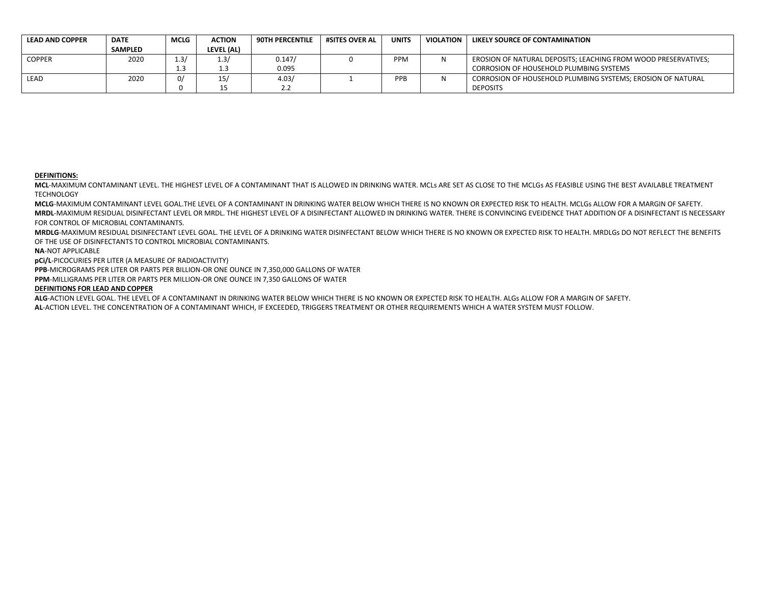| LEAD AND COPPER | DATE SAMPLED | MCLG | ACTION LEVEL (AL) | 90TH PERCENTILE | #SITES OVER AL | UNITS | VIOLATION | LIKELY SOURCE OF CONTAMINATION |
|---|---|---|---|---|---|---|---|---|
| COPPER | 2020 | 1.3/ 1.3 | 1.3/ 1.3 | 0.147/ 0.095 | 0 | PPM | N | EROSION OF NATURAL DEPOSITS; LEACHING FROM WOOD PRESERVATIVES; CORROSION OF HOUSEHOLD PLUMBING SYSTEMS |
| LEAD | 2020 | 0/ 0 | 15/ 15 | 4.03/ 2.2 | 1 | PPB | N | CORROSION OF HOUSEHOLD PLUMBING SYSTEMS; EROSION OF NATURAL DEPOSITS |

**DEFINITIONS:**

**MCL**-MAXIMUM CONTAMINANT LEVEL. THE HIGHEST LEVEL OF A CONTAMINANT THAT IS ALLOWED IN DRINKING WATER. MCLs ARE SET AS CLOSE TO THE MCLGs AS FEASIBLE USING THE BEST AVAILABLE TREATMENT TECHNOLOGY

**MCLG**-MAXIMUM CONTAMINANT LEVEL GOAL.THE LEVEL OF A CONTAMINANT IN DRINKING WATER BELOW WHICH THERE IS NO KNOWN OR EXPECTED RISK TO HEALTH. MCLGs ALLOW FOR A MARGIN OF SAFETY.

**MRDL**-MAXIMUM RESIDUAL DISINFECTANT LEVEL OR MRDL. THE HIGHEST LEVEL OF A DISINFECTANT ALLOWED IN DRINKING WATER. THERE IS CONVINCING EVEIDENCE THAT ADDITION OF A DISINFECTANT IS NECESSARY FOR CONTROL OF MICROBIAL CONTAMINANTS.

**MRDLG**-MAXIMUM RESIDUAL DISINFECTANT LEVEL GOAL. THE LEVEL OF A DRINKING WATER DISINFECTANT BELOW WHICH THERE IS NO KNOWN OR EXPECTED RISK TO HEALTH. MRDLGs DO NOT REFLECT THE BENEFITS OF THE USE OF DISINFECTANTS TO CONTROL MICROBIAL CONTAMINANTS.

**NA**-NOT APPLICABLE

**pCi/L**-PICOCURIES PER LITER (A MEASURE OF RADIOACTIVITY)

**PPB**-MICROGRAMS PER LITER OR PARTS PER BILLION-OR ONE OUNCE IN 7,350,000 GALLONS OF WATER

**PPM**-MILLIGRAMS PER LITER OR PARTS PER MILLION-OR ONE OUNCE IN 7,350 GALLONS OF WATER

**DEFINITIONS FOR LEAD AND COPPER**

**ALG**-ACTION LEVEL GOAL. THE LEVEL OF A CONTAMINANT IN DRINKING WATER BELOW WHICH THERE IS NO KNOWN OR EXPECTED RISK TO HEALTH. ALGs ALLOW FOR A MARGIN OF SAFETY.

**AL**-ACTION LEVEL. THE CONCENTRATION OF A CONTAMINANT WHICH, IF EXCEEDED, TRIGGERS TREATMENT OR OTHER REQUIREMENTS WHICH A WATER SYSTEM MUST FOLLOW.